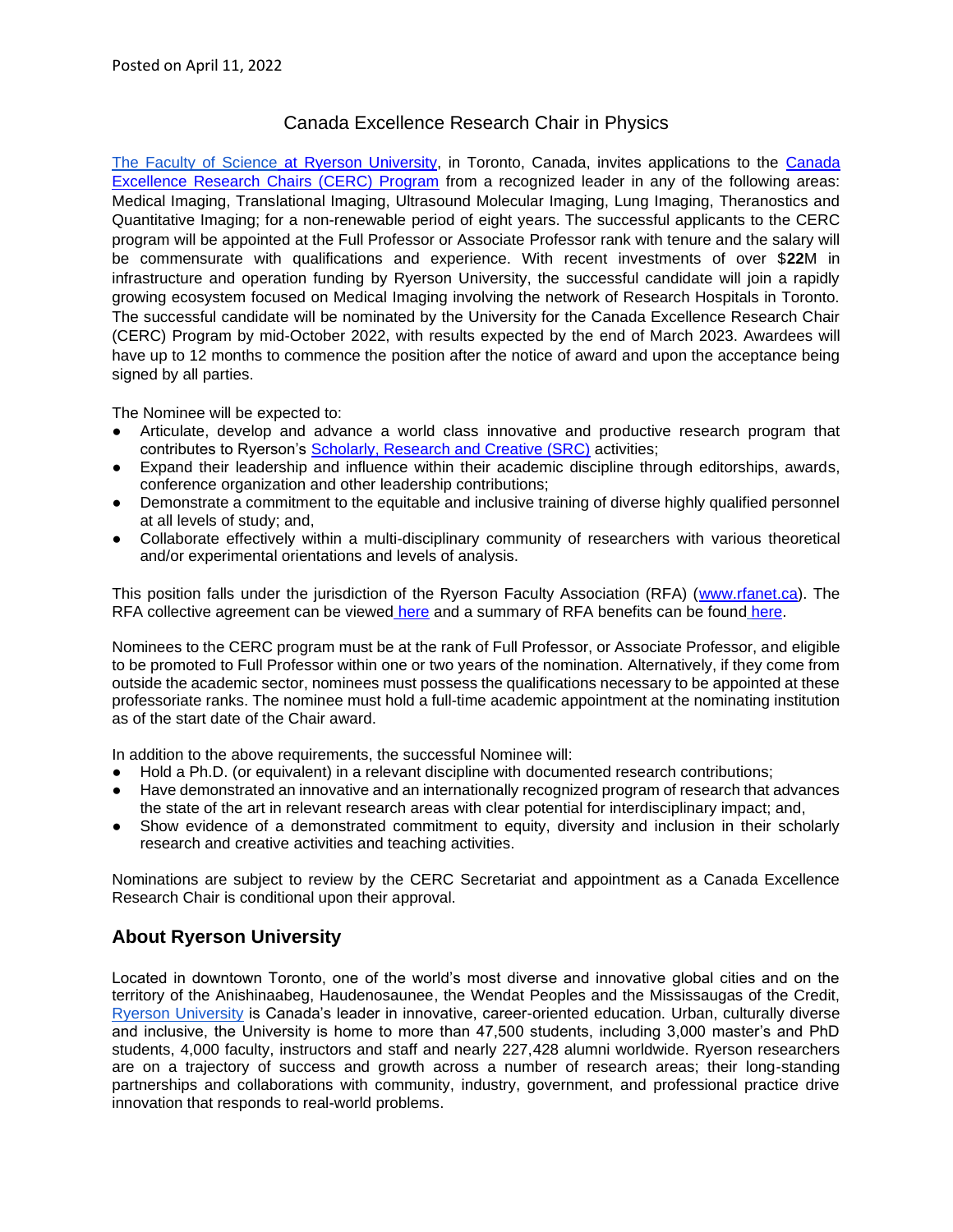Posted on April 11, 2022

# Canada Excellence Research Chair in Physics

The Faculty of Science at Ryerson University, in Toronto, Canada, invites applications to the Canada Excellence Research Chairs (CERC) Program from a recognized leader in any of the following areas: Medical Imaging, Translational Imaging, Ultrasound Molecular Imaging, Lung Imaging, Theranostics and Quantitative Imaging; for a non-renewable period of eight years. The successful applicants to the CERC program will be appointed at the Full Professor or Associate Professor rank with tenure and the salary will be commensurate with qualifications and experience. With recent investments of over $**22**M in infrastructure and operation funding by Ryerson University, the successful candidate will join a rapidly growing ecosystem focused on Medical Imaging involving the network of Research Hospitals in Toronto. The successful candidate will be nominated by the University for the Canada Excellence Research Chair (CERC) Program by mid-October 2022, with results expected by the end of March 2023. Awardees will have up to 12 months to commence the position after the notice of award and upon the acceptance being signed by all parties.

The Nominee will be expected to:

- Articulate, develop and advance a world class innovative and productive research program that contributes to Ryerson's Scholarly, Research and Creative (SRC) activities;
- Expand their leadership and influence within their academic discipline through editorships, awards, conference organization and other leadership contributions;
- Demonstrate a commitment to the equitable and inclusive training of diverse highly qualified personnel at all levels of study; and,
- Collaborate effectively within a multi-disciplinary community of researchers with various theoretical and/or experimental orientations and levels of analysis.

This position falls under the jurisdiction of the Ryerson Faculty Association (RFA) (www.rfanet.ca). The RFA collective agreement can be viewed here and a summary of RFA benefits can be found here.

Nominees to the CERC program must be at the rank of Full Professor, or Associate Professor, and eligible to be promoted to Full Professor within one or two years of the nomination. Alternatively, if they come from outside the academic sector, nominees must possess the qualifications necessary to be appointed at these professoriate ranks. The nominee must hold a full-time academic appointment at the nominating institution as of the start date of the Chair award.

In addition to the above requirements, the successful Nominee will:

- Hold a Ph.D. (or equivalent) in a relevant discipline with documented research contributions;
- Have demonstrated an innovative and an internationally recognized program of research that advances the state of the art in relevant research areas with clear potential for interdisciplinary impact; and,
- Show evidence of a demonstrated commitment to equity, diversity and inclusion in their scholarly research and creative activities and teaching activities.

Nominations are subject to review by the CERC Secretariat and appointment as a Canada Excellence Research Chair is conditional upon their approval.

## About Ryerson University

Located in downtown Toronto, one of the world's most diverse and innovative global cities and on the territory of the Anishinaabeg, Haudenosaunee, the Wendat Peoples and the Mississaugas of the Credit, Ryerson University is Canada's leader in innovative, career-oriented education. Urban, culturally diverse and inclusive, the University is home to more than 47,500 students, including 3,000 master's and PhD students, 4,000 faculty, instructors and staff and nearly 227,428 alumni worldwide. Ryerson researchers are on a trajectory of success and growth across a number of research areas; their long-standing partnerships and collaborations with community, industry, government, and professional practice drive innovation that responds to real-world problems.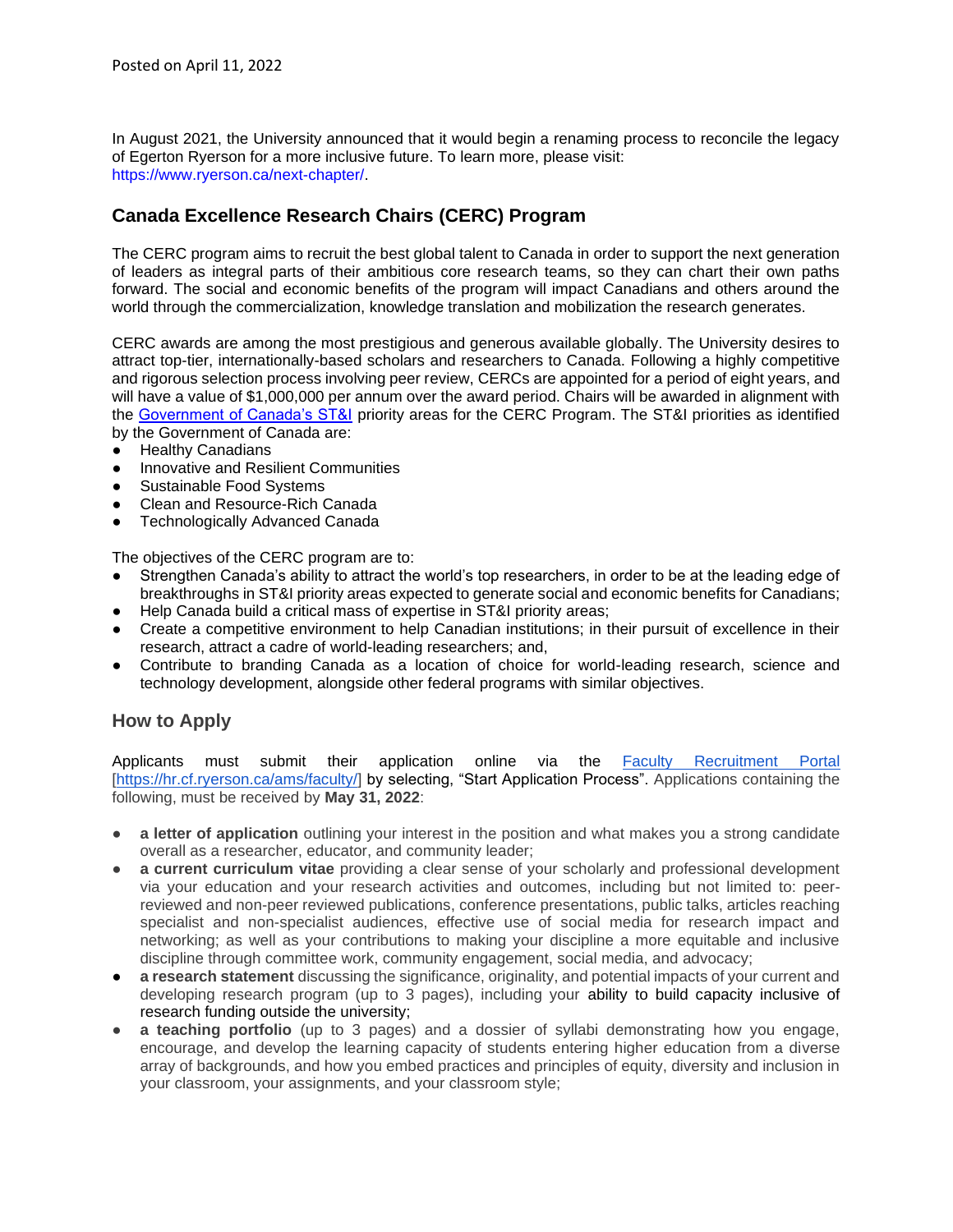Posted on April 11, 2022

In August 2021, the University announced that it would begin a renaming process to reconcile the legacy of Egerton Ryerson for a more inclusive future. To learn more, please visit: https://www.ryerson.ca/next-chapter/.

## Canada Excellence Research Chairs (CERC) Program

The CERC program aims to recruit the best global talent to Canada in order to support the next generation of leaders as integral parts of their ambitious core research teams, so they can chart their own paths forward. The social and economic benefits of the program will impact Canadians and others around the world through the commercialization, knowledge translation and mobilization the research generates.

CERC awards are among the most prestigious and generous available globally. The University desires to attract top-tier, internationally-based scholars and researchers to Canada. Following a highly competitive and rigorous selection process involving peer review, CERCs are appointed for a period of eight years, and will have a value of $1,000,000 per annum over the award period. Chairs will be awarded in alignment with the Government of Canada's ST&I priority areas for the CERC Program. The ST&I priorities as identified by the Government of Canada are:

- Healthy Canadians
- Innovative and Resilient Communities
- Sustainable Food Systems
- Clean and Resource-Rich Canada
- Technologically Advanced Canada

The objectives of the CERC program are to:

- Strengthen Canada's ability to attract the world's top researchers, in order to be at the leading edge of breakthroughs in ST&I priority areas expected to generate social and economic benefits for Canadians;
- Help Canada build a critical mass of expertise in ST&I priority areas;
- Create a competitive environment to help Canadian institutions; in their pursuit of excellence in their research, attract a cadre of world-leading researchers; and,
- Contribute to branding Canada as a location of choice for world-leading research, science and technology development, alongside other federal programs with similar objectives.

### How to Apply

Applicants must submit their application online via the Faculty Recruitment Portal [https://hr.cf.ryerson.ca/ams/faculty/] by selecting, "Start Application Process". Applications containing the following, must be received by **May 31, 2022**:

- **a letter of application** outlining your interest in the position and what makes you a strong candidate overall as a researcher, educator, and community leader;
- **a current curriculum vitae** providing a clear sense of your scholarly and professional development via your education and your research activities and outcomes, including but not limited to: peer-reviewed and non-peer reviewed publications, conference presentations, public talks, articles reaching specialist and non-specialist audiences, effective use of social media for research impact and networking; as well as your contributions to making your discipline a more equitable and inclusive discipline through committee work, community engagement, social media, and advocacy;
- **a research statement** discussing the significance, originality, and potential impacts of your current and developing research program (up to 3 pages), including your ability to build capacity inclusive of research funding outside the university;
- **a teaching portfolio** (up to 3 pages) and a dossier of syllabi demonstrating how you engage, encourage, and develop the learning capacity of students entering higher education from a diverse array of backgrounds, and how you embed practices and principles of equity, diversity and inclusion in your classroom, your assignments, and your classroom style;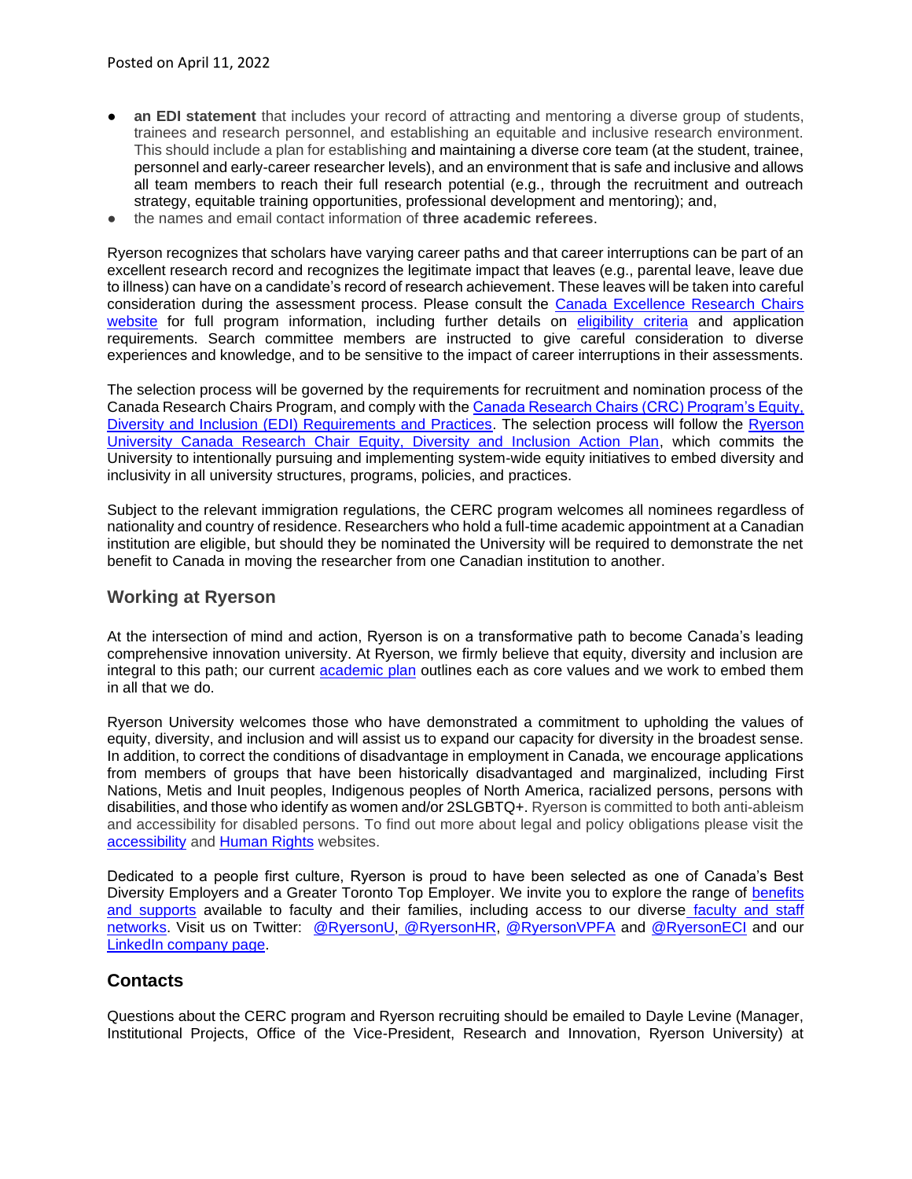Posted on April 11, 2022

- **an EDI statement** that includes your record of attracting and mentoring a diverse group of students, trainees and research personnel, and establishing an equitable and inclusive research environment. This should include a plan for establishing and maintaining a diverse core team (at the student, trainee, personnel and early-career researcher levels), and an environment that is safe and inclusive and allows all team members to reach their full research potential (e.g., through the recruitment and outreach strategy, equitable training opportunities, professional development and mentoring); and,
- the names and email contact information of **three academic referees**.

Ryerson recognizes that scholars have varying career paths and that career interruptions can be part of an excellent research record and recognizes the legitimate impact that leaves (e.g., parental leave, leave due to illness) can have on a candidate's record of research achievement. These leaves will be taken into careful consideration during the assessment process. Please consult the Canada Excellence Research Chairs website for full program information, including further details on eligibility criteria and application requirements. Search committee members are instructed to give careful consideration to diverse experiences and knowledge, and to be sensitive to the impact of career interruptions in their assessments.

The selection process will be governed by the requirements for recruitment and nomination process of the Canada Research Chairs Program, and comply with the Canada Research Chairs (CRC) Program's Equity, Diversity and Inclusion (EDI) Requirements and Practices. The selection process will follow the Ryerson University Canada Research Chair Equity, Diversity and Inclusion Action Plan, which commits the University to intentionally pursuing and implementing system-wide equity initiatives to embed diversity and inclusivity in all university structures, programs, policies, and practices.

Subject to the relevant immigration regulations, the CERC program welcomes all nominees regardless of nationality and country of residence. Researchers who hold a full-time academic appointment at a Canadian institution are eligible, but should they be nominated the University will be required to demonstrate the net benefit to Canada in moving the researcher from one Canadian institution to another.

## Working at Ryerson

At the intersection of mind and action, Ryerson is on a transformative path to become Canada's leading comprehensive innovation university. At Ryerson, we firmly believe that equity, diversity and inclusion are integral to this path; our current academic plan outlines each as core values and we work to embed them in all that we do.

Ryerson University welcomes those who have demonstrated a commitment to upholding the values of equity, diversity, and inclusion and will assist us to expand our capacity for diversity in the broadest sense. In addition, to correct the conditions of disadvantage in employment in Canada, we encourage applications from members of groups that have been historically disadvantaged and marginalized, including First Nations, Metis and Inuit peoples, Indigenous peoples of North America, racialized persons, persons with disabilities, and those who identify as women and/or 2SLGBTQ+. Ryerson is committed to both anti-ableism and accessibility for disabled persons. To find out more about legal and policy obligations please visit the accessibility and Human Rights websites.

Dedicated to a people first culture, Ryerson is proud to have been selected as one of Canada's Best Diversity Employers and a Greater Toronto Top Employer. We invite you to explore the range of benefits and supports available to faculty and their families, including access to our diverse faculty and staff networks. Visit us on Twitter: @RyersonU, @RyersonHR, @RyersonVPFA and @RyersonECI and our LinkedIn company page.

## Contacts

Questions about the CERC program and Ryerson recruiting should be emailed to Dayle Levine (Manager, Institutional Projects, Office of the Vice-President, Research and Innovation, Ryerson University) at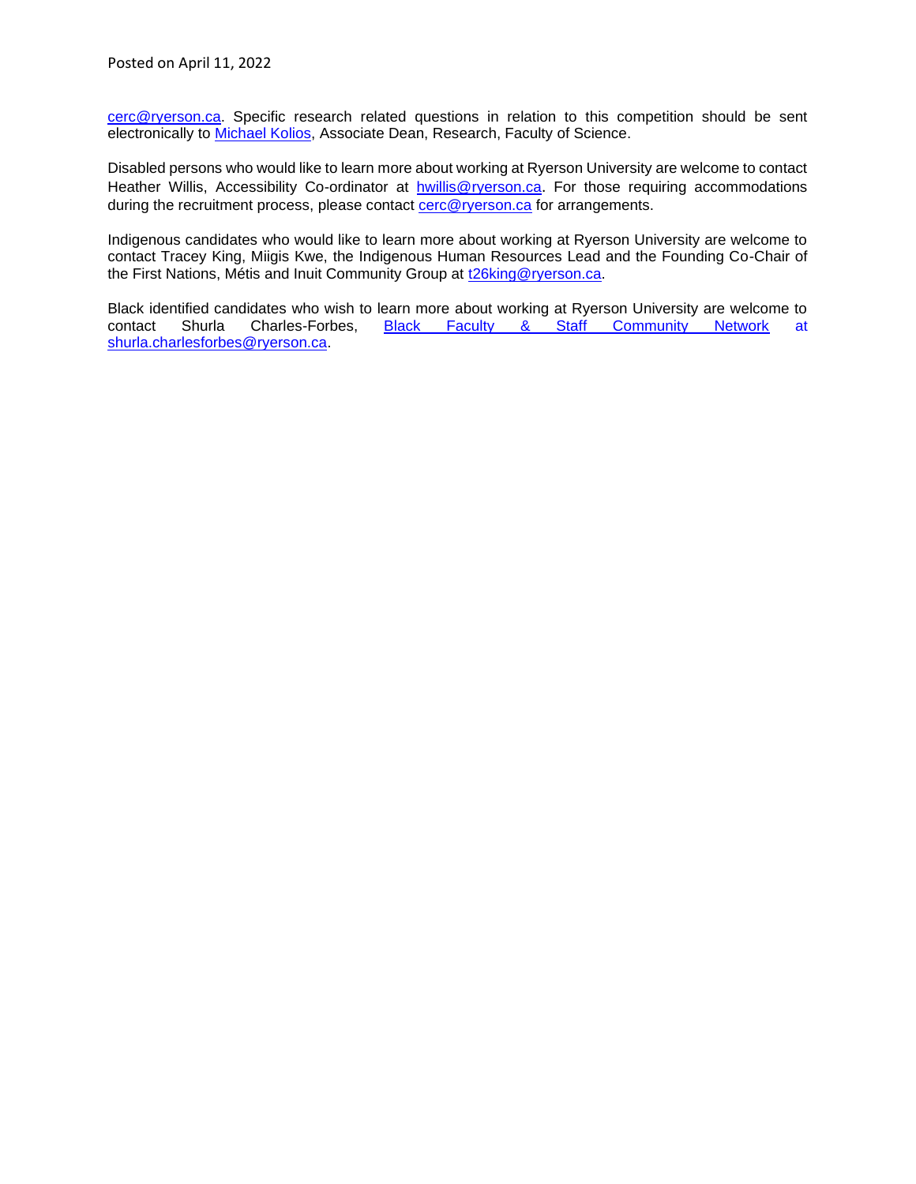Posted on April 11, 2022

cerc@ryerson.ca. Specific research related questions in relation to this competition should be sent electronically to Michael Kolios, Associate Dean, Research, Faculty of Science.

Disabled persons who would like to learn more about working at Ryerson University are welcome to contact Heather Willis, Accessibility Co-ordinator at hwillis@ryerson.ca. For those requiring accommodations during the recruitment process, please contact cerc@ryerson.ca for arrangements.

Indigenous candidates who would like to learn more about working at Ryerson University are welcome to contact Tracey King, Miigis Kwe, the Indigenous Human Resources Lead and the Founding Co-Chair of the First Nations, Métis and Inuit Community Group at t26king@ryerson.ca.

Black identified candidates who wish to learn more about working at Ryerson University are welcome to contact Shurla Charles-Forbes, Black Faculty & Staff Community Network at shurla.charlesforbes@ryerson.ca.